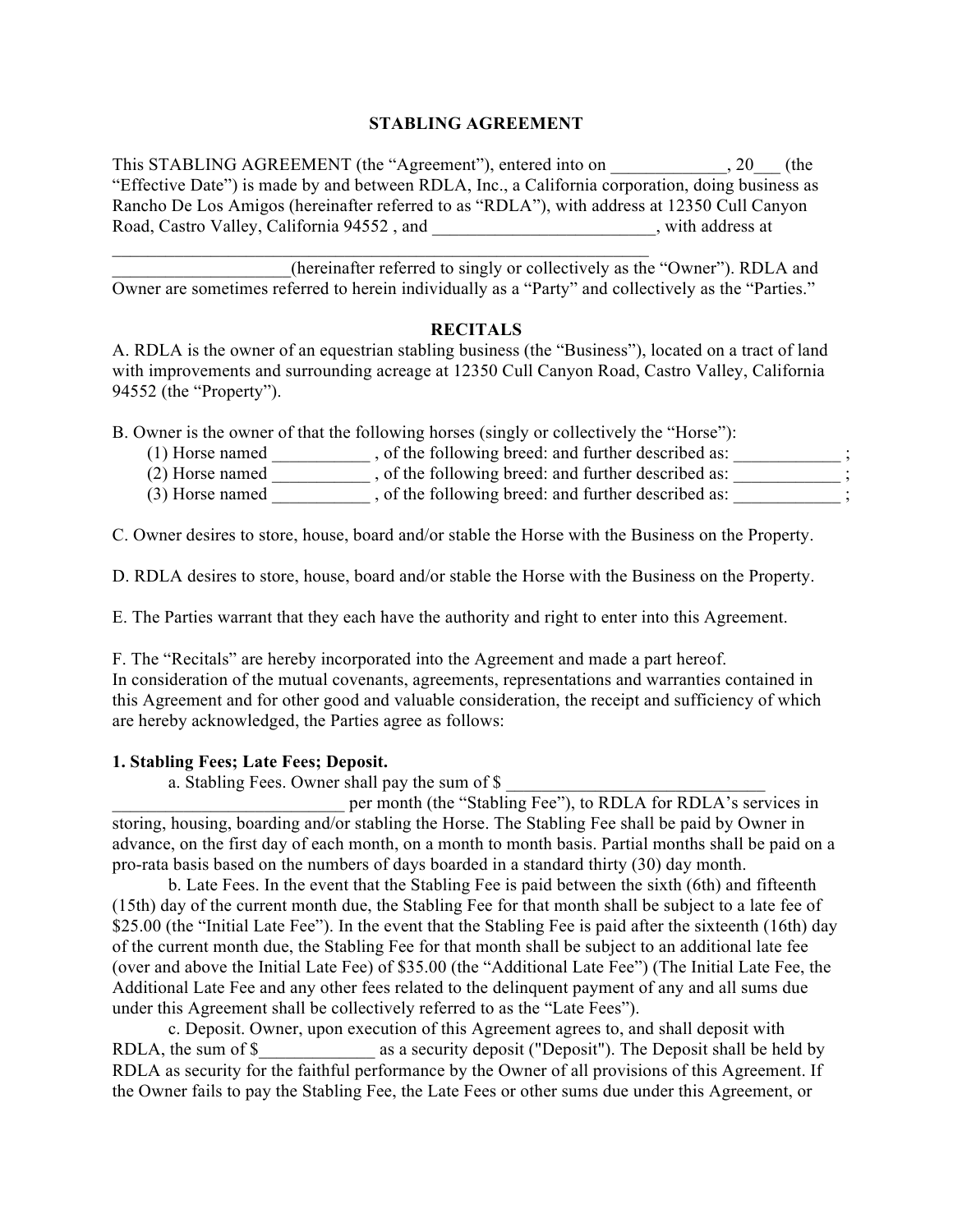# STABLING AGREEMENT

This STABLING AGREEMENT (the "Agreement"), entered into on _____________, 20___ (the "Effective Date") is made by and between RDLA, Inc., a California corporation, doing business as Rancho De Los Amigos (hereinafter referred to as "RDLA"), with address at 12350 Cull Canyon Road, Castro Valley, California 94552 , and ________________________, with address at ____________________________________________________________ ___________________(hereinafter referred to singly or collectively as the "Owner"). RDLA and Owner are sometimes referred to herein individually as a "Party" and collectively as the "Parties."

## RECITALS

A. RDLA is the owner of an equestrian stabling business (the "Business"), located on a tract of land with improvements and surrounding acreage at 12350 Cull Canyon Road, Castro Valley, California 94552 (the "Property").

B. Owner is the owner of that the following horses (singly or collectively the "Horse"):

(1) Horse named ___________ , of the following breed: and further described as: ____________ ;
(2) Horse named ___________ , of the following breed: and further described as: ____________ ;
(3) Horse named ___________ , of the following breed: and further described as: ____________ ;

C. Owner desires to store, house, board and/or stable the Horse with the Business on the Property.

D. RDLA desires to store, house, board and/or stable the Horse with the Business on the Property.

E. The Parties warrant that they each have the authority and right to enter into this Agreement.

F. The "Recitals" are hereby incorporated into the Agreement and made a part hereof.
In consideration of the mutual covenants, agreements, representations and warranties contained in this Agreement and for other good and valuable consideration, the receipt and sufficiency of which are hereby acknowledged, the Parties agree as follows:

**1. Stabling Fees; Late Fees; Deposit.**

a. Stabling Fees. Owner shall pay the sum of $ _____________________________ __________________________ per month (the "Stabling Fee"), to RDLA for RDLA's services in storing, housing, boarding and/or stabling the Horse. The Stabling Fee shall be paid by Owner in advance, on the first day of each month, on a month to month basis. Partial months shall be paid on a pro-rata basis based on the numbers of days boarded in a standard thirty (30) day month.

b. Late Fees. In the event that the Stabling Fee is paid between the sixth (6th) and fifteenth (15th) day of the current month due, the Stabling Fee for that month shall be subject to a late fee of $25.00 (the "Initial Late Fee"). In the event that the Stabling Fee is paid after the sixteenth (16th) day of the current month due, the Stabling Fee for that month shall be subject to an additional late fee (over and above the Initial Late Fee) of $35.00 (the "Additional Late Fee") (The Initial Late Fee, the Additional Late Fee and any other fees related to the delinquent payment of any and all sums due under this Agreement shall be collectively referred to as the "Late Fees").

c. Deposit. Owner, upon execution of this Agreement agrees to, and shall deposit with RDLA, the sum of $_____________ as a security deposit ("Deposit"). The Deposit shall be held by RDLA as security for the faithful performance by the Owner of all provisions of this Agreement. If the Owner fails to pay the Stabling Fee, the Late Fees or other sums due under this Agreement, or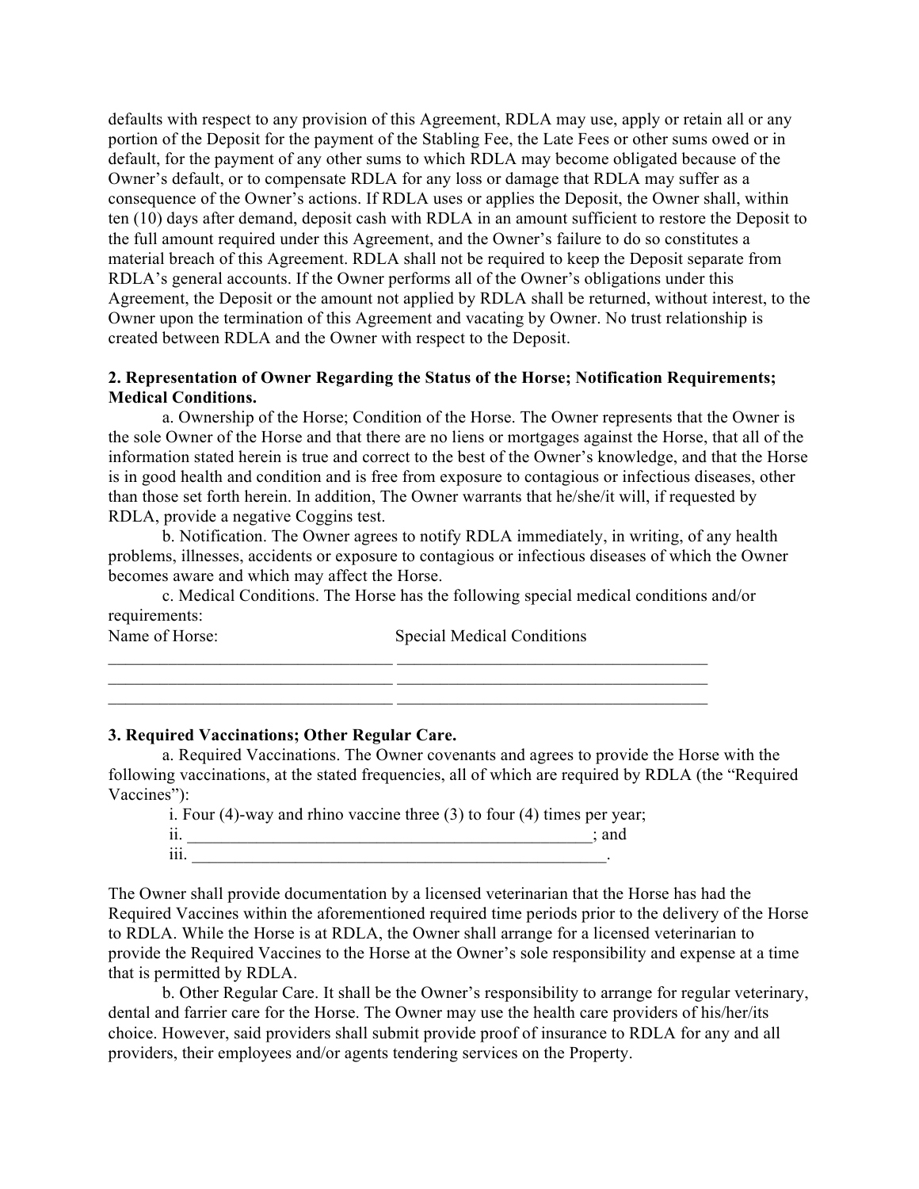defaults with respect to any provision of this Agreement, RDLA may use, apply or retain all or any portion of the Deposit for the payment of the Stabling Fee, the Late Fees or other sums owed or in default, for the payment of any other sums to which RDLA may become obligated because of the Owner's default, or to compensate RDLA for any loss or damage that RDLA may suffer as a consequence of the Owner's actions. If RDLA uses or applies the Deposit, the Owner shall, within ten (10) days after demand, deposit cash with RDLA in an amount sufficient to restore the Deposit to the full amount required under this Agreement, and the Owner's failure to do so constitutes a material breach of this Agreement. RDLA shall not be required to keep the Deposit separate from RDLA's general accounts. If the Owner performs all of the Owner's obligations under this Agreement, the Deposit or the amount not applied by RDLA shall be returned, without interest, to the Owner upon the termination of this Agreement and vacating by Owner. No trust relationship is created between RDLA and the Owner with respect to the Deposit.

**2. Representation of Owner Regarding the Status of the Horse; Notification Requirements; Medical Conditions.**

a. Ownership of the Horse; Condition of the Horse. The Owner represents that the Owner is the sole Owner of the Horse and that there are no liens or mortgages against the Horse, that all of the information stated herein is true and correct to the best of the Owner's knowledge, and that the Horse is in good health and condition and is free from exposure to contagious or infectious diseases, other than those set forth herein. In addition, The Owner warrants that he/she/it will, if requested by RDLA, provide a negative Coggins test.

b. Notification. The Owner agrees to notify RDLA immediately, in writing, of any health problems, illnesses, accidents or exposure to contagious or infectious diseases of which the Owner becomes aware and which may affect the Horse.

c. Medical Conditions. The Horse has the following special medical conditions and/or requirements:

| Name of Horse: | Special Medical Conditions |
|---|---|
| ________________________________ | ____________________________________ |
| ________________________________ | ____________________________________ |
| ________________________________ | ____________________________________ |

**3. Required Vaccinations; Other Regular Care.**

a. Required Vaccinations. The Owner covenants and agrees to provide the Horse with the following vaccinations, at the stated frequencies, all of which are required by RDLA (the "Required Vaccines"):

i. Four (4)-way and rhino vaccine three (3) to four (4) times per year;
ii. ________________________________________________; and
iii. ________________________________________________.

The Owner shall provide documentation by a licensed veterinarian that the Horse has had the Required Vaccines within the aforementioned required time periods prior to the delivery of the Horse to RDLA. While the Horse is at RDLA, the Owner shall arrange for a licensed veterinarian to provide the Required Vaccines to the Horse at the Owner's sole responsibility and expense at a time that is permitted by RDLA.

b. Other Regular Care. It shall be the Owner's responsibility to arrange for regular veterinary, dental and farrier care for the Horse. The Owner may use the health care providers of his/her/its choice. However, said providers shall submit provide proof of insurance to RDLA for any and all providers, their employees and/or agents tendering services on the Property.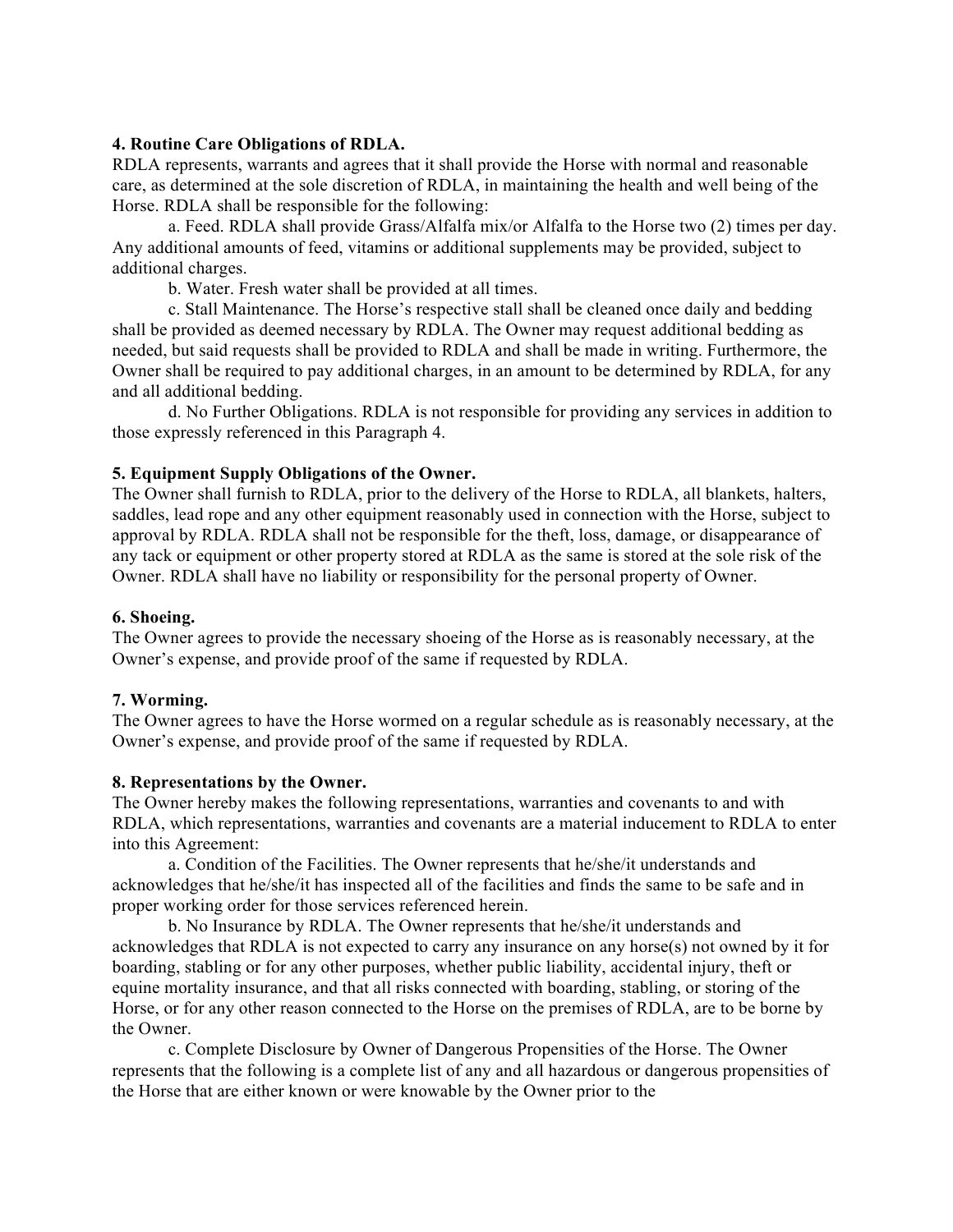**4. Routine Care Obligations of RDLA.**
RDLA represents, warrants and agrees that it shall provide the Horse with normal and reasonable care, as determined at the sole discretion of RDLA, in maintaining the health and well being of the Horse. RDLA shall be responsible for the following:

a. Feed. RDLA shall provide Grass/Alfalfa mix/or Alfalfa to the Horse two (2) times per day. Any additional amounts of feed, vitamins or additional supplements may be provided, subject to additional charges.

b. Water. Fresh water shall be provided at all times.

c. Stall Maintenance. The Horse's respective stall shall be cleaned once daily and bedding shall be provided as deemed necessary by RDLA. The Owner may request additional bedding as needed, but said requests shall be provided to RDLA and shall be made in writing. Furthermore, the Owner shall be required to pay additional charges, in an amount to be determined by RDLA, for any and all additional bedding.

d. No Further Obligations. RDLA is not responsible for providing any services in addition to those expressly referenced in this Paragraph 4.

**5. Equipment Supply Obligations of the Owner.**
The Owner shall furnish to RDLA, prior to the delivery of the Horse to RDLA, all blankets, halters, saddles, lead rope and any other equipment reasonably used in connection with the Horse, subject to approval by RDLA. RDLA shall not be responsible for the theft, loss, damage, or disappearance of any tack or equipment or other property stored at RDLA as the same is stored at the sole risk of the Owner. RDLA shall have no liability or responsibility for the personal property of Owner.

**6. Shoeing.**
The Owner agrees to provide the necessary shoeing of the Horse as is reasonably necessary, at the Owner's expense, and provide proof of the same if requested by RDLA.

**7. Worming.**
The Owner agrees to have the Horse wormed on a regular schedule as is reasonably necessary, at the Owner's expense, and provide proof of the same if requested by RDLA.

**8. Representations by the Owner.**
The Owner hereby makes the following representations, warranties and covenants to and with RDLA, which representations, warranties and covenants are a material inducement to RDLA to enter into this Agreement:

a. Condition of the Facilities. The Owner represents that he/she/it understands and acknowledges that he/she/it has inspected all of the facilities and finds the same to be safe and in proper working order for those services referenced herein.

b. No Insurance by RDLA. The Owner represents that he/she/it understands and acknowledges that RDLA is not expected to carry any insurance on any horse(s) not owned by it for boarding, stabling or for any other purposes, whether public liability, accidental injury, theft or equine mortality insurance, and that all risks connected with boarding, stabling, or storing of the Horse, or for any other reason connected to the Horse on the premises of RDLA, are to be borne by the Owner.

c. Complete Disclosure by Owner of Dangerous Propensities of the Horse. The Owner represents that the following is a complete list of any and all hazardous or dangerous propensities of the Horse that are either known or were knowable by the Owner prior to the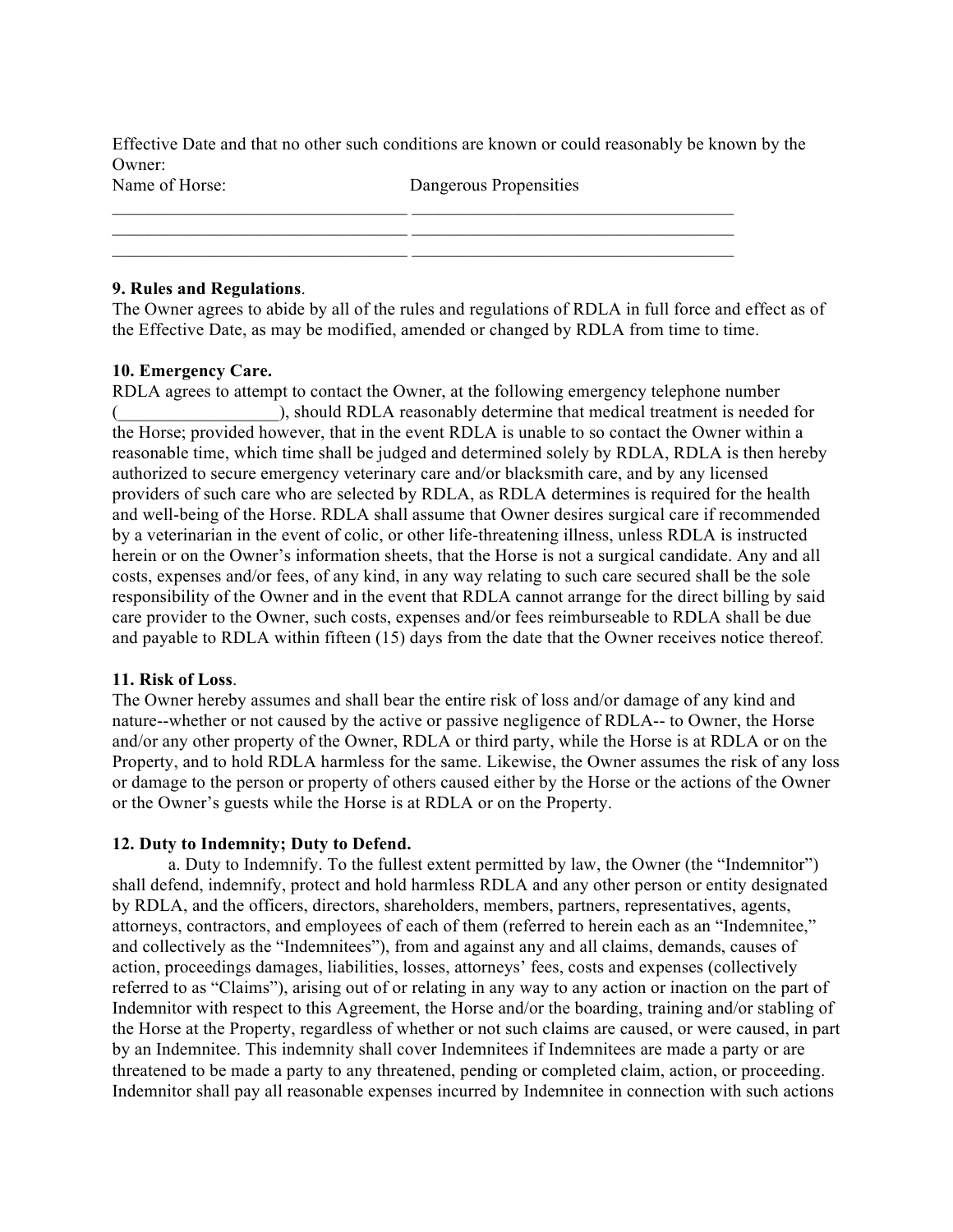Effective Date and that no other such conditions are known or could reasonably be known by the Owner:

| Name of Horse: | Dangerous Propensities |
| --- | --- |
| ________________________________ | ___________________________________ |
| ________________________________ | ___________________________________ |
| ________________________________ | ___________________________________ |

**9. Rules and Regulations**.
The Owner agrees to abide by all of the rules and regulations of RDLA in full force and effect as of the Effective Date, as may be modified, amended or changed by RDLA from time to time.

**10. Emergency Care.**
RDLA agrees to attempt to contact the Owner, at the following emergency telephone number (__________________), should RDLA reasonably determine that medical treatment is needed for the Horse; provided however, that in the event RDLA is unable to so contact the Owner within a reasonable time, which time shall be judged and determined solely by RDLA, RDLA is then hereby authorized to secure emergency veterinary care and/or blacksmith care, and by any licensed providers of such care who are selected by RDLA, as RDLA determines is required for the health and well-being of the Horse. RDLA shall assume that Owner desires surgical care if recommended by a veterinarian in the event of colic, or other life-threatening illness, unless RDLA is instructed herein or on the Owner's information sheets, that the Horse is not a surgical candidate. Any and all costs, expenses and/or fees, of any kind, in any way relating to such care secured shall be the sole responsibility of the Owner and in the event that RDLA cannot arrange for the direct billing by said care provider to the Owner, such costs, expenses and/or fees reimburseable to RDLA shall be due and payable to RDLA within fifteen (15) days from the date that the Owner receives notice thereof.

**11. Risk of Loss**.
The Owner hereby assumes and shall bear the entire risk of loss and/or damage of any kind and nature--whether or not caused by the active or passive negligence of RDLA-- to Owner, the Horse and/or any other property of the Owner, RDLA or third party, while the Horse is at RDLA or on the Property, and to hold RDLA harmless for the same. Likewise, the Owner assumes the risk of any loss or damage to the person or property of others caused either by the Horse or the actions of the Owner or the Owner's guests while the Horse is at RDLA or on the Property.

**12. Duty to Indemnity; Duty to Defend.**

a. Duty to Indemnify. To the fullest extent permitted by law, the Owner (the "Indemnitor") shall defend, indemnify, protect and hold harmless RDLA and any other person or entity designated by RDLA, and the officers, directors, shareholders, members, partners, representatives, agents, attorneys, contractors, and employees of each of them (referred to herein each as an "Indemnitee," and collectively as the "Indemnitees"), from and against any and all claims, demands, causes of action, proceedings damages, liabilities, losses, attorneys' fees, costs and expenses (collectively referred to as "Claims"), arising out of or relating in any way to any action or inaction on the part of Indemnitor with respect to this Agreement, the Horse and/or the boarding, training and/or stabling of the Horse at the Property, regardless of whether or not such claims are caused, or were caused, in part by an Indemnitee. This indemnity shall cover Indemnitees if Indemnitees are made a party or are threatened to be made a party to any threatened, pending or completed claim, action, or proceeding. Indemnitor shall pay all reasonable expenses incurred by Indemnitee in connection with such actions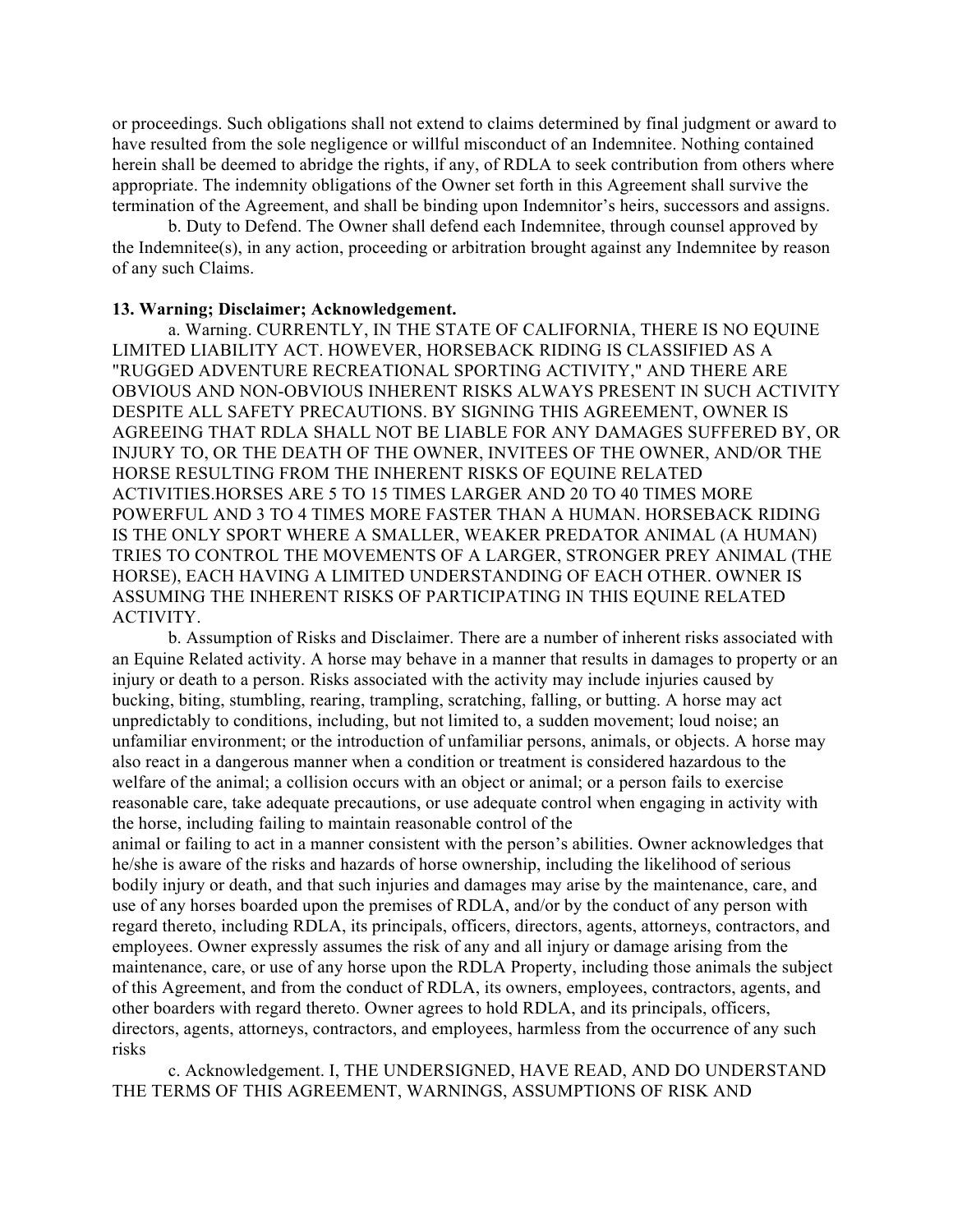or proceedings. Such obligations shall not extend to claims determined by final judgment or award to have resulted from the sole negligence or willful misconduct of an Indemnitee. Nothing contained herein shall be deemed to abridge the rights, if any, of RDLA to seek contribution from others where appropriate. The indemnity obligations of the Owner set forth in this Agreement shall survive the termination of the Agreement, and shall be binding upon Indemnitor's heirs, successors and assigns.

b. Duty to Defend. The Owner shall defend each Indemnitee, through counsel approved by the Indemnitee(s), in any action, proceeding or arbitration brought against any Indemnitee by reason of any such Claims.

**13. Warning; Disclaimer; Acknowledgement.**

a. Warning. CURRENTLY, IN THE STATE OF CALIFORNIA, THERE IS NO EQUINE LIMITED LIABILITY ACT. HOWEVER, HORSEBACK RIDING IS CLASSIFIED AS A "RUGGED ADVENTURE RECREATIONAL SPORTING ACTIVITY," AND THERE ARE OBVIOUS AND NON-OBVIOUS INHERENT RISKS ALWAYS PRESENT IN SUCH ACTIVITY DESPITE ALL SAFETY PRECAUTIONS. BY SIGNING THIS AGREEMENT, OWNER IS AGREEING THAT RDLA SHALL NOT BE LIABLE FOR ANY DAMAGES SUFFERED BY, OR INJURY TO, OR THE DEATH OF THE OWNER, INVITEES OF THE OWNER, AND/OR THE HORSE RESULTING FROM THE INHERENT RISKS OF EQUINE RELATED ACTIVITIES.HORSES ARE 5 TO 15 TIMES LARGER AND 20 TO 40 TIMES MORE POWERFUL AND 3 TO 4 TIMES MORE FASTER THAN A HUMAN. HORSEBACK RIDING IS THE ONLY SPORT WHERE A SMALLER, WEAKER PREDATOR ANIMAL (A HUMAN) TRIES TO CONTROL THE MOVEMENTS OF A LARGER, STRONGER PREY ANIMAL (THE HORSE), EACH HAVING A LIMITED UNDERSTANDING OF EACH OTHER. OWNER IS ASSUMING THE INHERENT RISKS OF PARTICIPATING IN THIS EQUINE RELATED ACTIVITY.

b. Assumption of Risks and Disclaimer. There are a number of inherent risks associated with an Equine Related activity. A horse may behave in a manner that results in damages to property or an injury or death to a person. Risks associated with the activity may include injuries caused by bucking, biting, stumbling, rearing, trampling, scratching, falling, or butting. A horse may act unpredictably to conditions, including, but not limited to, a sudden movement; loud noise; an unfamiliar environment; or the introduction of unfamiliar persons, animals, or objects. A horse may also react in a dangerous manner when a condition or treatment is considered hazardous to the welfare of the animal; a collision occurs with an object or animal; or a person fails to exercise reasonable care, take adequate precautions, or use adequate control when engaging in activity with the horse, including failing to maintain reasonable control of the animal or failing to act in a manner consistent with the person's abilities. Owner acknowledges that he/she is aware of the risks and hazards of horse ownership, including the likelihood of serious bodily injury or death, and that such injuries and damages may arise by the maintenance, care, and use of any horses boarded upon the premises of RDLA, and/or by the conduct of any person with regard thereto, including RDLA, its principals, officers, directors, agents, attorneys, contractors, and employees. Owner expressly assumes the risk of any and all injury or damage arising from the maintenance, care, or use of any horse upon the RDLA Property, including those animals the subject of this Agreement, and from the conduct of RDLA, its owners, employees, contractors, agents, and other boarders with regard thereto. Owner agrees to hold RDLA, and its principals, officers, directors, agents, attorneys, contractors, and employees, harmless from the occurrence of any such risks

c. Acknowledgement. I, THE UNDERSIGNED, HAVE READ, AND DO UNDERSTAND THE TERMS OF THIS AGREEMENT, WARNINGS, ASSUMPTIONS OF RISK AND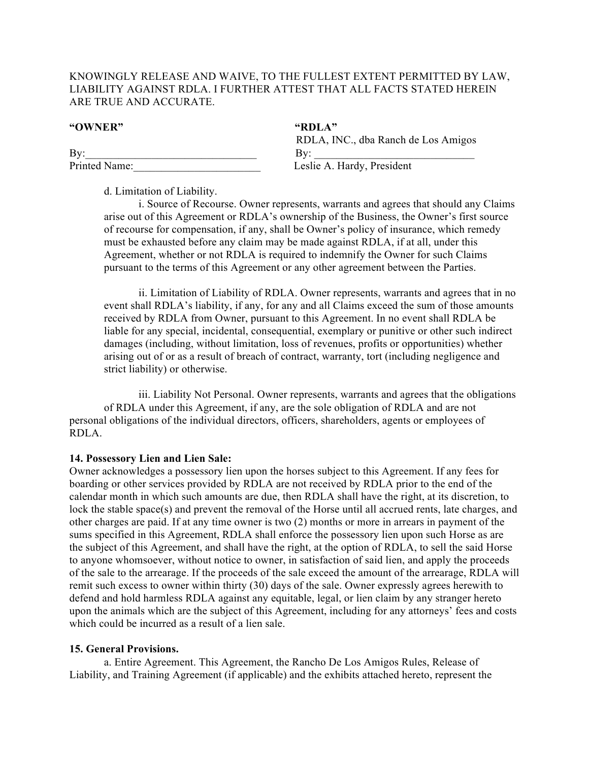KNOWINGLY RELEASE AND WAIVE, TO THE FULLEST EXTENT PERMITTED BY LAW, LIABILITY AGAINST RDLA. I FURTHER ATTEST THAT ALL FACTS STATED HEREIN ARE TRUE AND ACCURATE.

| **"OWNER"** | **"RDLA"** |
|---|---|
| | RDLA, INC., dba Ranch de Los Amigos |
| By:_______________________________ | By: _____________________________ |
| Printed Name:_______________________ | Leslie A. Hardy, President |

d. Limitation of Liability.

i. Source of Recourse. Owner represents, warrants and agrees that should any Claims arise out of this Agreement or RDLA's ownership of the Business, the Owner's first source of recourse for compensation, if any, shall be Owner's policy of insurance, which remedy must be exhausted before any claim may be made against RDLA, if at all, under this Agreement, whether or not RDLA is required to indemnify the Owner for such Claims pursuant to the terms of this Agreement or any other agreement between the Parties.

ii. Limitation of Liability of RDLA. Owner represents, warrants and agrees that in no event shall RDLA's liability, if any, for any and all Claims exceed the sum of those amounts received by RDLA from Owner, pursuant to this Agreement. In no event shall RDLA be liable for any special, incidental, consequential, exemplary or punitive or other such indirect damages (including, without limitation, loss of revenues, profits or opportunities) whether arising out of or as a result of breach of contract, warranty, tort (including negligence and strict liability) or otherwise.

iii. Liability Not Personal. Owner represents, warrants and agrees that the obligations of RDLA under this Agreement, if any, are the sole obligation of RDLA and are not personal obligations of the individual directors, officers, shareholders, agents or employees of RDLA.

**14. Possessory Lien and Lien Sale:**

Owner acknowledges a possessory lien upon the horses subject to this Agreement. If any fees for boarding or other services provided by RDLA are not received by RDLA prior to the end of the calendar month in which such amounts are due, then RDLA shall have the right, at its discretion, to lock the stable space(s) and prevent the removal of the Horse until all accrued rents, late charges, and other charges are paid. If at any time owner is two (2) months or more in arrears in payment of the sums specified in this Agreement, RDLA shall enforce the possessory lien upon such Horse as are the subject of this Agreement, and shall have the right, at the option of RDLA, to sell the said Horse to anyone whomsoever, without notice to owner, in satisfaction of said lien, and apply the proceeds of the sale to the arrearage. If the proceeds of the sale exceed the amount of the arrearage, RDLA will remit such excess to owner within thirty (30) days of the sale. Owner expressly agrees herewith to defend and hold harmless RDLA against any equitable, legal, or lien claim by any stranger hereto upon the animals which are the subject of this Agreement, including for any attorneys' fees and costs which could be incurred as a result of a lien sale.

**15. General Provisions.**

a. Entire Agreement. This Agreement, the Rancho De Los Amigos Rules, Release of Liability, and Training Agreement (if applicable) and the exhibits attached hereto, represent the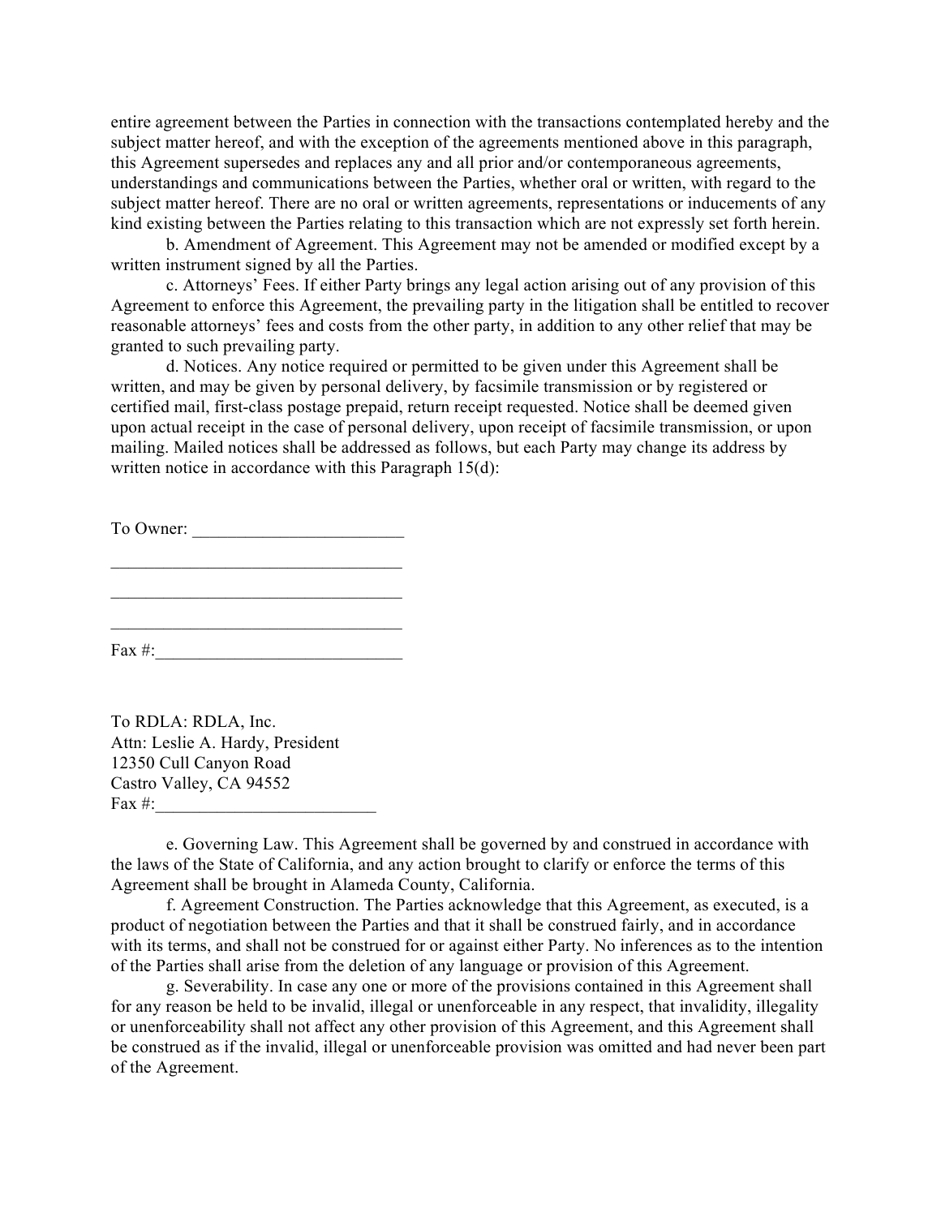entire agreement between the Parties in connection with the transactions contemplated hereby and the subject matter hereof, and with the exception of the agreements mentioned above in this paragraph, this Agreement supersedes and replaces any and all prior and/or contemporaneous agreements, understandings and communications between the Parties, whether oral or written, with regard to the subject matter hereof. There are no oral or written agreements, representations or inducements of any kind existing between the Parties relating to this transaction which are not expressly set forth herein.

b. Amendment of Agreement. This Agreement may not be amended or modified except by a written instrument signed by all the Parties.

c. Attorneys' Fees. If either Party brings any legal action arising out of any provision of this Agreement to enforce this Agreement, the prevailing party in the litigation shall be entitled to recover reasonable attorneys' fees and costs from the other party, in addition to any other relief that may be granted to such prevailing party.

d. Notices. Any notice required or permitted to be given under this Agreement shall be written, and may be given by personal delivery, by facsimile transmission or by registered or certified mail, first-class postage prepaid, return receipt requested. Notice shall be deemed given upon actual receipt in the case of personal delivery, upon receipt of facsimile transmission, or upon mailing. Mailed notices shall be addressed as follows, but each Party may change its address by written notice in accordance with this Paragraph 15(d):

To Owner: ________________________

__________________________________

__________________________________

__________________________________

Fax #:____________________________

To RDLA: RDLA, Inc.
Attn: Leslie A. Hardy, President
12350 Cull Canyon Road
Castro Valley, CA 94552
Fax #:_________________________

e. Governing Law. This Agreement shall be governed by and construed in accordance with the laws of the State of California, and any action brought to clarify or enforce the terms of this Agreement shall be brought in Alameda County, California.

f. Agreement Construction. The Parties acknowledge that this Agreement, as executed, is a product of negotiation between the Parties and that it shall be construed fairly, and in accordance with its terms, and shall not be construed for or against either Party. No inferences as to the intention of the Parties shall arise from the deletion of any language or provision of this Agreement.

g. Severability. In case any one or more of the provisions contained in this Agreement shall for any reason be held to be invalid, illegal or unenforceable in any respect, that invalidity, illegality or unenforceability shall not affect any other provision of this Agreement, and this Agreement shall be construed as if the invalid, illegal or unenforceable provision was omitted and had never been part of the Agreement.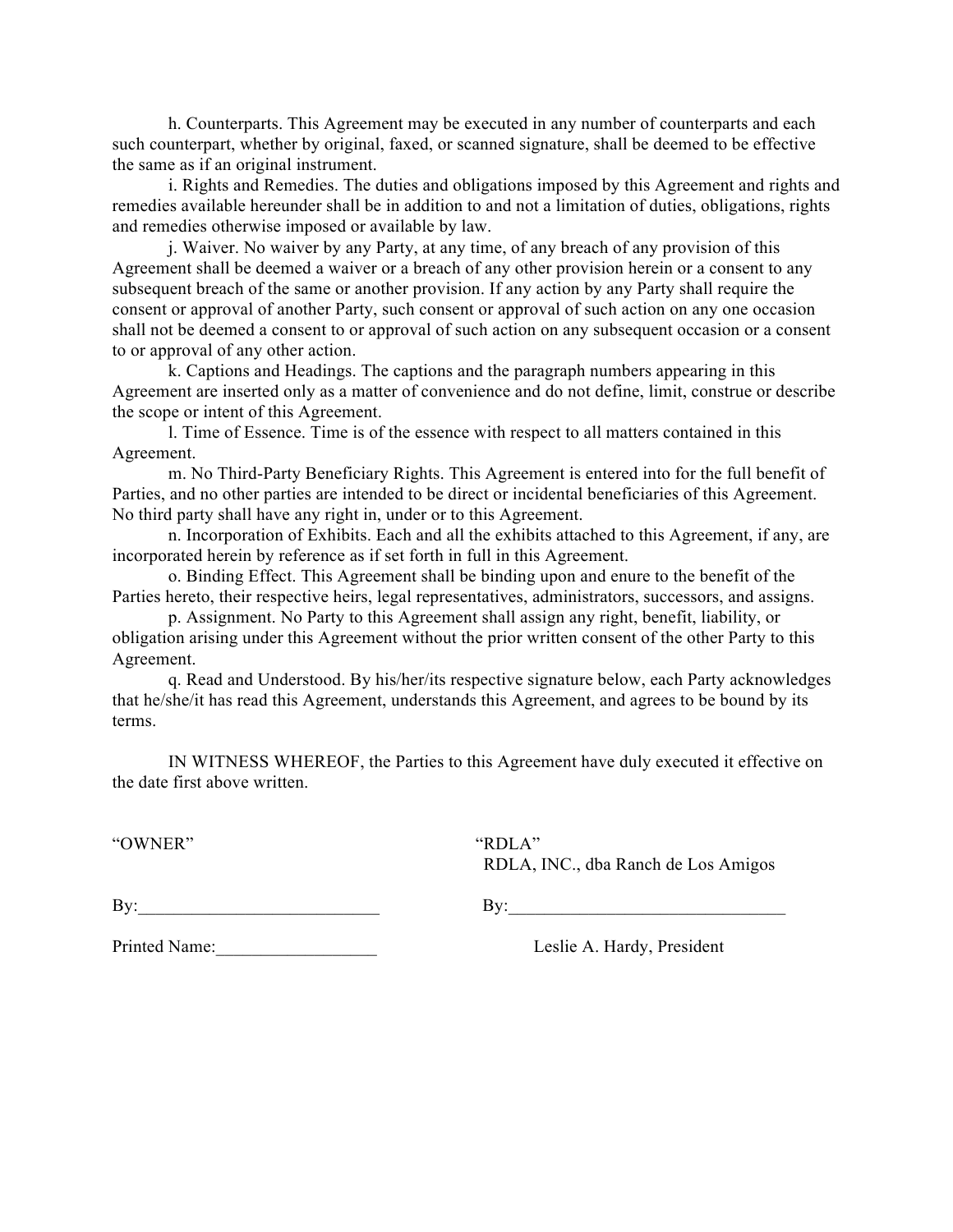h. Counterparts. This Agreement may be executed in any number of counterparts and each such counterpart, whether by original, faxed, or scanned signature, shall be deemed to be effective the same as if an original instrument.

i. Rights and Remedies. The duties and obligations imposed by this Agreement and rights and remedies available hereunder shall be in addition to and not a limitation of duties, obligations, rights and remedies otherwise imposed or available by law.

j. Waiver. No waiver by any Party, at any time, of any breach of any provision of this Agreement shall be deemed a waiver or a breach of any other provision herein or a consent to any subsequent breach of the same or another provision. If any action by any Party shall require the consent or approval of another Party, such consent or approval of such action on any one occasion shall not be deemed a consent to or approval of such action on any subsequent occasion or a consent to or approval of any other action.

k. Captions and Headings. The captions and the paragraph numbers appearing in this Agreement are inserted only as a matter of convenience and do not define, limit, construe or describe the scope or intent of this Agreement.

l. Time of Essence. Time is of the essence with respect to all matters contained in this Agreement.

m. No Third-Party Beneficiary Rights. This Agreement is entered into for the full benefit of Parties, and no other parties are intended to be direct or incidental beneficiaries of this Agreement. No third party shall have any right in, under or to this Agreement.

n. Incorporation of Exhibits. Each and all the exhibits attached to this Agreement, if any, are incorporated herein by reference as if set forth in full in this Agreement.

o. Binding Effect. This Agreement shall be binding upon and enure to the benefit of the Parties hereto, their respective heirs, legal representatives, administrators, successors, and assigns.

p. Assignment. No Party to this Agreement shall assign any right, benefit, liability, or obligation arising under this Agreement without the prior written consent of the other Party to this Agreement.

q. Read and Understood. By his/her/its respective signature below, each Party acknowledges that he/she/it has read this Agreement, understands this Agreement, and agrees to be bound by its terms.

IN WITNESS WHEREOF, the Parties to this Agreement have duly executed it effective on the date first above written.

"OWNER"

By:___________________________

Printed Name:__________________

"RDLA"
RDLA, INC., dba Ranch de Los Amigos

By:_______________________________

Leslie A. Hardy, President